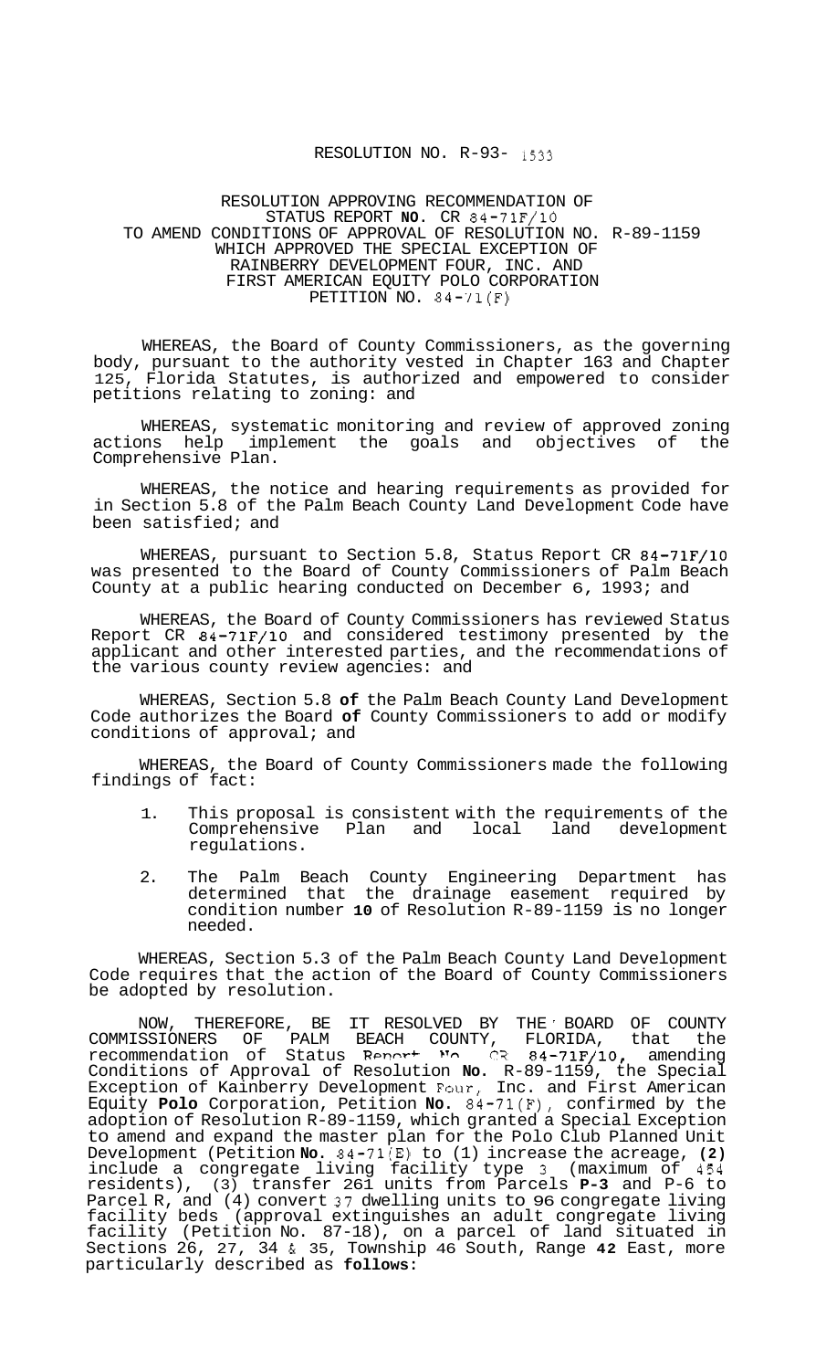RESOLUTION NO. R-93- 1533

RESOLUTION APPROVING RECOMMENDATION OF STATUS REPORT **NO.** CR 84-71F/10 TO AMEND CONDITIONS OF APPROVAL OF RESOLUTION NO. R-89-1159 WHICH APPROVED THE SPECIAL EXCEPTION OF RAINBERRY DEVELOPMENT FOUR, INC. AND FIRST AMERICAN EQUITY POLO CORPORATION PETITION NO. 84-71(F)

WHEREAS, the Board of County Commissioners, as the governing body, pursuant to the authority vested in Chapter 163 and Chapter 125, Florida Statutes, is authorized and empowered to consider petitions relating to zoning: and

WHEREAS, systematic monitoring and review of approved zoning actions help implement the goals and objectives of the Comprehensive Plan.

WHEREAS, the notice and hearing requirements as provided for in Section 5.8 of the Palm Beach County Land Development Code have been satisfied; and

WHEREAS, pursuant to Section 5.8, Status Report CR 84-71F/10 was presented to the Board of County Commissioners of Palm Beach County at a public hearing conducted on December 6, 1993; and

WHEREAS, the Board of County Commissioners has reviewed Status Report CR 84-71F/10 and considered testimony presented by the applicant and other interested parties, and the recommendations of the various county review agencies: and

WHEREAS, Section 5.8 **of** the Palm Beach County Land Development Code authorizes the Board **of** County Commissioners to add or modify conditions of approval; and

WHEREAS, the Board of County Commissioners made the following findings of fact:

1. This proposal is consistent with the requirements of the Comprehensive Plan and local land development regulations.
2. The Palm Beach County Engineering Department has determined that the drainage easement required by condition number **10** of Resolution R-89-1159 is no longer needed.

WHEREAS, Section 5.3 of the Palm Beach County Land Development Code requires that the action of the Board of County Commissioners be adopted by resolution.

NOW, THEREFORE, BE IT RESOLVED BY THE BOARD OF COUNTY COMMISSIONERS OF PALM BEACH COUNTY, FLORIDA, that the recommendation of Status Report No. CR 84-71F/10, amending Conditions of Approval of Resolution **No.** R-89-1159, the Special Exception of Kainberry Development Four, Inc. and First American Equity **Polo** Corporation, Petition **No.** 84-71(F), confirmed by the adoption of Resolution R-89-1159, which granted a Special Exception to amend and expand the master plan for the Polo Club Planned Unit Development (Petition **No.** 84-71(E)) to (1) increase the acreage, **(2)** include a congregate living facility type 3 (maximum of 454 residents), (3) transfer 261 units from Parcels **P-3** and P-6 to Parcel R, and (4) convert 37 dwelling units to 96 congregate living facility beds (approval extinguishes an adult congregate living facility (Petition No. 87-18), on a parcel of land situated in Sections 26, 27, 34 & 35, Township 46 South, Range **42** East, more particularly described as **follows:**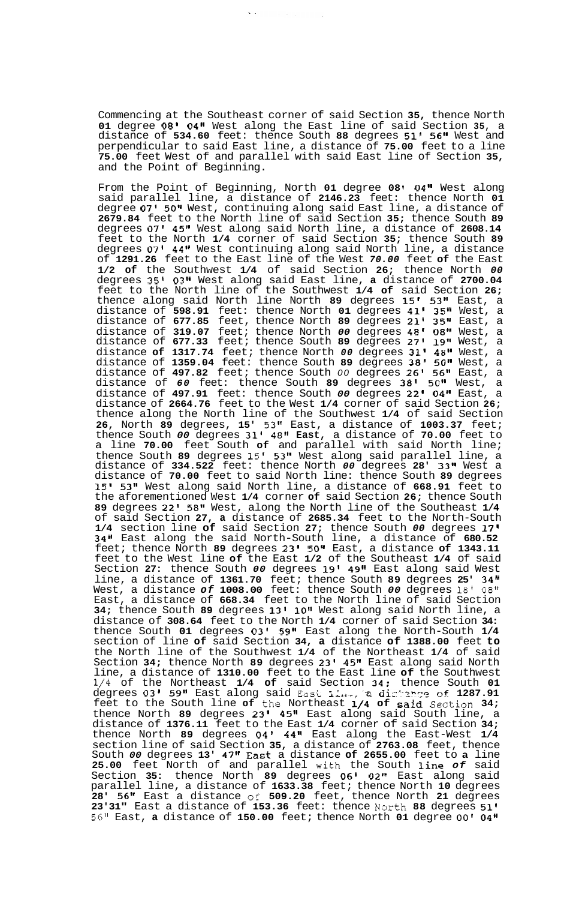Commencing at the Southeast corner of said Section **35**, thence North **01** degree **08' 04"** West along the East line of said Section **35**, a distance of **534.60** feet: thence South **88** degrees **51' 56"** West and perpendicular to said East line, a distance of **75.00** feet to a line **75.00** feet West of and parallel with said East line of Section **35**, and the Point of Beginning.

From the Point of Beginning, North **01** degree **08' 04"** West along said parallel line, a distance of **2146.23** feet: thence North **01** degree **07' 50"** West, continuing along said East line, a distance of **2679.84** feet to the North line of said Section **35**; thence South **89** degrees **07' 45"** West along said North line, a distance of **2608.14** feet to the North **1/4** corner of said Section **35**; thence South **89** degrees **07' 44"** West continuing along said North line, a distance of **1291.26** feet to the East line of the West ***70.00*** feet **of** the East **1/2 of** the Southwest **1/4** of said Section **26**; thence North ***00*** degrees **35' 03"** West along said East line, **a** distance of **2700.04** feet to the North line of the Southwest **1/4 of** said Section **26**; thence along said North line North **89** degrees **15' 53"** East, a distance of **598.91** feet: thence North **01** degrees **41' 35"** West, a distance of **677.85** feet, thence North **89** degrees **21' 35"** East, a distance of **319.07** feet; thence North ***00*** degrees **48' 08"** West, a distance of **677.33** feet; thence South **89** degrees **27' 19"** West, a distance **of 1317.74** feet; thence North ***00*** degrees **31' 48"** West, a distance of **1359.04** feet: thence South **89** degrees **38' 50"** West, a distance of **497.82** feet; thence South *00* degrees **26' 56"** East, a distance of ***60*** feet: thence South **89** degrees **38' 50"** West, a distance of **497.91** feet: thence South ***00*** degrees **22' 04"** East, a distance of **2664.76** feet to the West **1/4** corner of said Section **26**; thence along the North line of the Southwest **1/4** of said Section **26**, North **89** degrees, **15' 53"** East, a distance of **1003.37** feet; thence South ***00*** degrees **31' 48" East**, a distance of **70.00** feet to a line **70.00** feet South **of** and parallel with said North line; thence South **89** degrees **15' 53"** West along said parallel line, a distance of **334.522** feet: thence North ***00*** degrees **28' 33"** West a distance of **70.00** feet to said North line: thence South **89** degrees **15' 53"** West along said North line, a distance of **668.91** feet to the aforementioned West **1/4** corner **of** said Section **26**; thence South **89** degrees **22' 58"** West, along the North line of the Southeast **1/4** of said Section **27**, **a** distance of **2685.34** feet to the North-South **1/4** section line **of** said Section **27**; thence South ***00*** degrees **17' 34"** East along the said North-South line, a distance of **680.52** feet; thence North **89** degrees **23' 50"** East, a distance **of 1343.11** feet to the West line **of** the East **1/2** of the Southeast **1/4** of said Section **27**: thence South ***00*** degrees **19' 49"** East along said West line, a distance of **1361.70** feet; thence South **89** degrees **25' 34"** West, a distance ***of*** **1008.00** feet: thence South ***00*** degrees 18' 08" East, a distance of **668.34** feet to the North line of said Section **34**; thence South **89** degrees **13' 10"** West along said North line, a distance of **308.64** feet to the North **1/4** corner of said Section **34**: thence South **01** degrees **03' 59"** East along the North-South **1/4** section of line **of** said Section **34, a** distance **of 1388.00** feet **to** the North line of the Southwest **1/4** of the Northeast **1/4** of said Section **34**; thence North **89** degrees **23' 45"** East along said North line, a distance of **1310.00** feet to the East line **of** the Southwest 1/4 of the Northeast **1/4 of** said Section **34**; thence South **01** degrees **03' 59"** East along said East line, a distance of **1287.91** feet to the South line **of** the Northeast **1/4 of said** Section **34**; thence North **89** degrees **23' 45"** East along said South line, a distance of **1376.11** feet to the East **1/4** corner of said Section **34**; thence North **89** degrees **04' 44"** East along the East-West **1/4** section line of said Section **35**, a distance of **2763.08** feet, thence South ***00*** degrees **13' 47" East** a distance **of 2655.00** feet to **a** line **25.00** feet North of and parallel with the South **line *of*** said Section **35**: thence North **89** degrees **06' 02"** East along said parallel line, a distance of **1633.38** feet; thence North **10** degrees **28' 56"** East a distance of **509.20** feet, thence North **21** degrees **23'31"** East a distance of **153.36** feet: thence North **88** degrees **51'** 56" East, **a** distance of **150.00** feet; thence North **01** degree **00' 04"**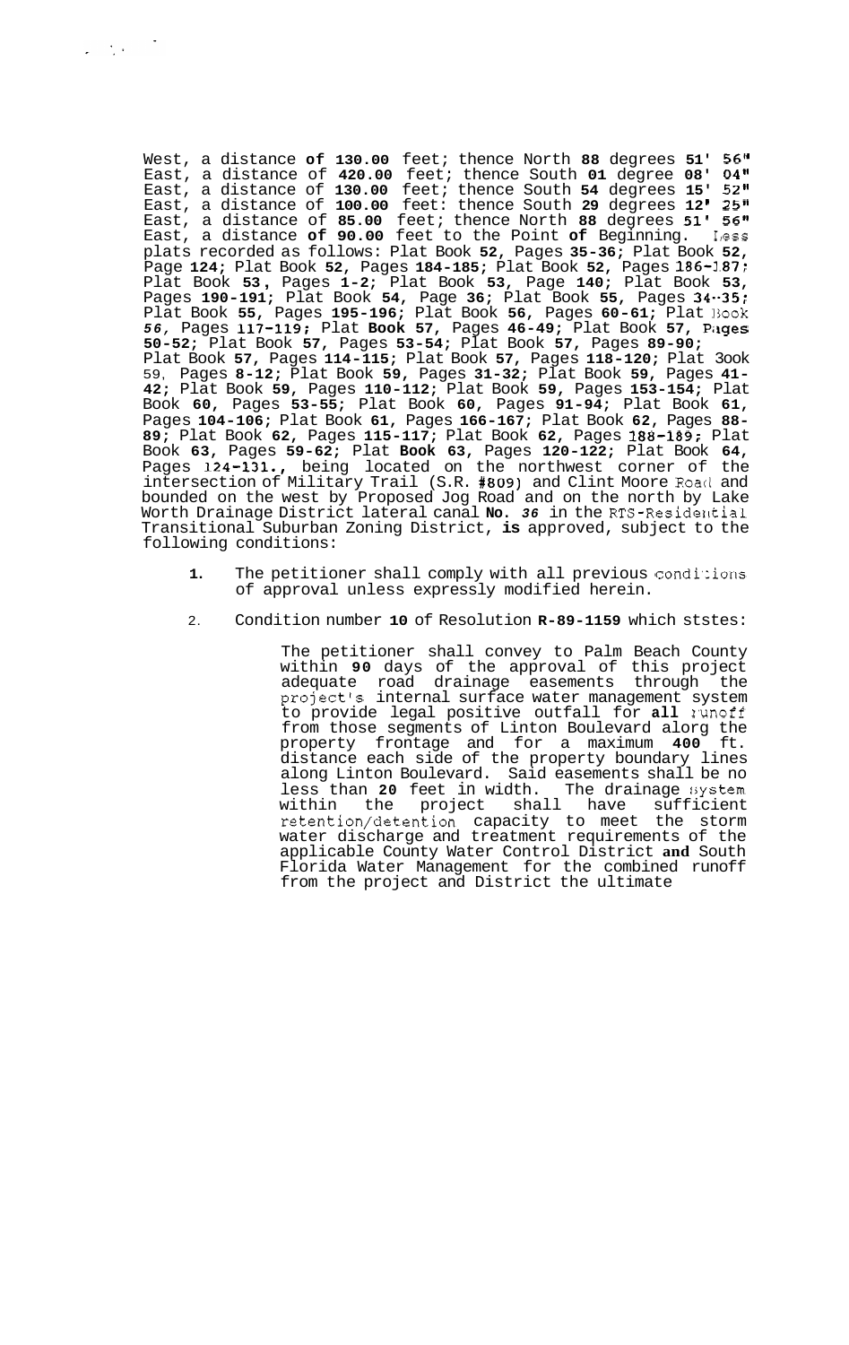West, a distance of 130.00 feet; thence North 88 degrees 51' 56" East, a distance of 420.00 feet; thence South 01 degree 08' 04" East, a distance of 130.00 feet; thence South 54 degrees 15' 52" East, a distance of 100.00 feet: thence South 29 degrees 12' 25" East, a distance of 85.00 feet; thence North 88 degrees 51' 56" East, a distance of 90.00 feet to the Point of Beginning. Less plats recorded as follows: Plat Book 52, Pages 35-36; Plat Book 52, Page 124; Plat Book 52, Pages 184-185; Plat Book 52, Pages 186-187; Plat Book 53, Pages 1-2; Plat Book 53, Page 140; Plat Book 53, Pages 190-191; Plat Book 54, Page 36; Plat Book 55, Pages 34-35; Plat Book 55, Pages 195-196; Plat Book 56, Pages 60-61; Plat Book *56,* Pages 117-119; Plat Book 57, Pages 46-49; Plat Book 57, Pages 50-52; Plat Book 57, Pages 53-54; Plat Book 57, Pages 89-90; Plat Book 57, Pages 114-115; Plat Book 57, Pages 118-120; Plat Book 59, Pages 8-12; Plat Book 59, Pages 31-32; Plat Book 59, Pages 41-42; Plat Book 59, Pages 110-112; Plat Book 59, Pages 153-154; Plat Book 60, Pages 53-55; Plat Book 60, Pages 91-94; Plat Book 61, Pages 104-106; Plat Book 61, Pages 166-167; Plat Book 62, Pages 88-89; Plat Book 62, Pages 115-117; Plat Book 62, Pages 188-189; Plat Book 63, Pages 59-62; Plat Book 63, Pages 120-122; Plat Book 64, Pages 124-131., being located on the northwest corner of the intersection of Military Trail (S.R. #809) and Clint Moore Road and bounded on the west by Proposed Jog Road and on the north by Lake Worth Drainage District lateral canal No. *36* in the RTS-Residential Transitional Suburban Zoning District, is approved, subject to the following conditions:

1. The petitioner shall comply with all previous conditions of approval unless expressly modified herein.

2. Condition number 10 of Resolution R-89-1159 which ststes:

   The petitioner shall convey to Palm Beach County within 90 days of the approval of this project adequate road drainage easements through the project's internal surface water management system to provide legal positive outfall for all runoff from those segments of Linton Boulevard alorg the property frontage and for a maximum 400 ft. distance each side of the property boundary lines along Linton Boulevard. Said easements shall be no less than 20 feet in width. The drainage system within the project shall have sufficient retention/detention capacity to meet the storm water discharge and treatment requirements of the applicable County Water Control District and South Florida Water Management for the combined runoff from the project and District the ultimate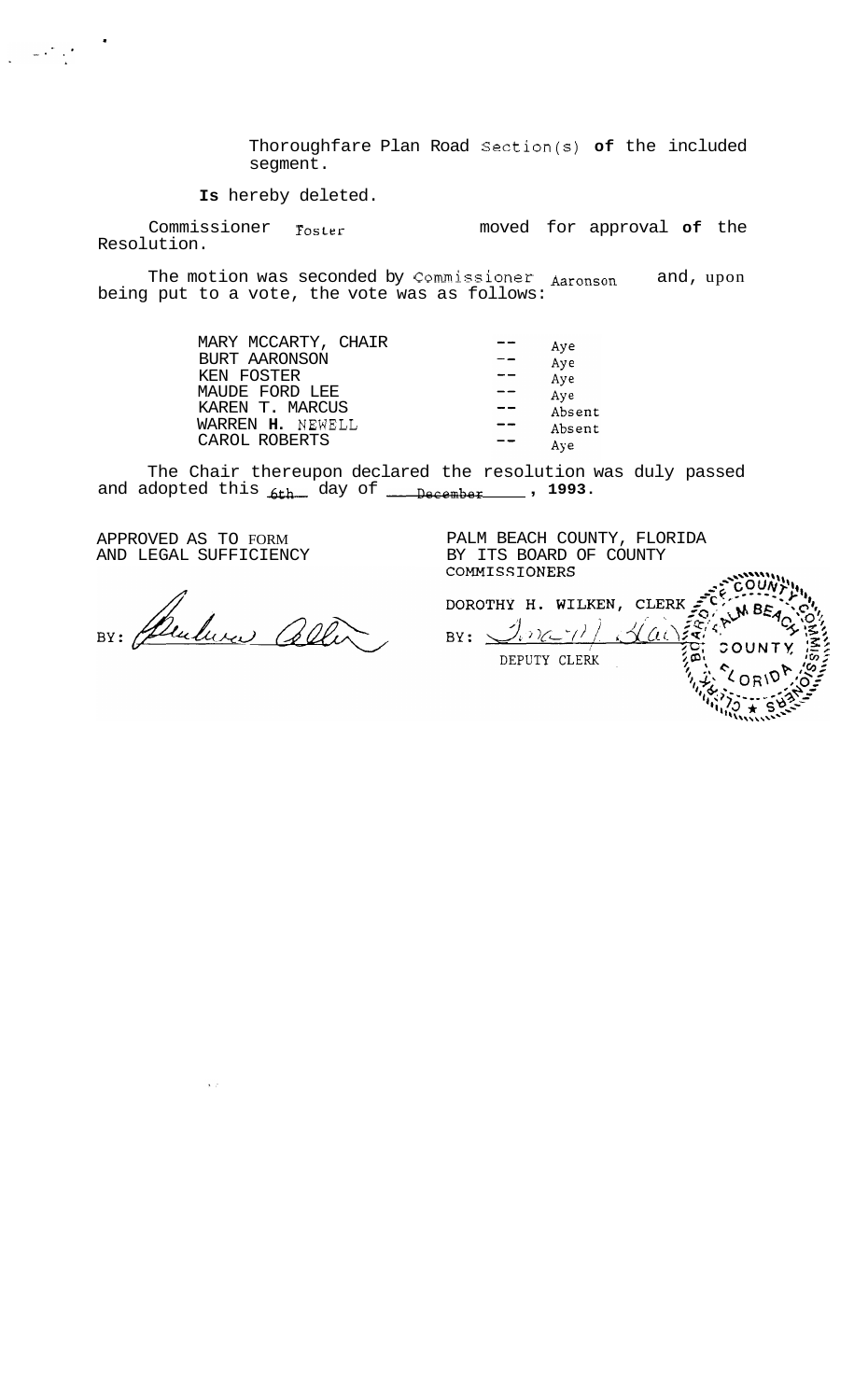Thoroughfare Plan Road Section(s) **of** the included segment.

**Is** hereby deleted.

Commissioner Foster moved for approval **of** the Resolution.

The motion was seconded by Commissioner Aaronson and, upon being put to a vote, the vote was as follows:

| | | |
|---|---|---|
| MARY MCCARTY, CHAIR | -- | Aye |
| BURT AARONSON | -- | Aye |
| KEN FOSTER | -- | Aye |
| MAUDE FORD LEE | -- | Aye |
| KAREN T. MARCUS | -- | Absent |
| WARREN **H.** NEWELL | -- | Absent |
| CAROL ROBERTS | -- | Aye |

The Chair thereupon declared the resolution was duly passed and adopted this 6th day of December, **1993**.

APPROVED AS TO FORM AND LEGAL SUFFICIENCY

BY: Barbara Alter

PALM BEACH COUNTY, FLORIDA BY ITS BOARD OF COUNTY COMMISSIONERS

DOROTHY H. WILKEN, CLERK

BY: Joan M. Hall

DEPUTY CLERK